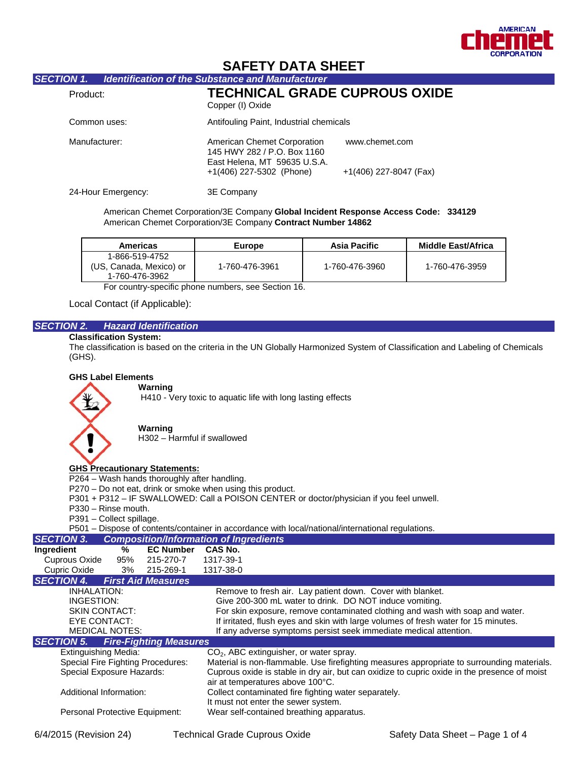# SAFETY DATA SHEET

## SECTION 1. Identification of the Substance and Manufacturer

Product: **TECHNICAL GRADE CUPROUS OXIDE**
Copper (I) Oxide

Common uses: Antifouling Paint, Industrial chemicals

Manufacturer: American Chemet Corporation
145 HWY 282 / P.O. Box 1160
East Helena, MT 59635 U.S.A.
+1(406) 227-5302 (Phone)
www.chemet.com
+1(406) 227-8047 (Fax)

24-Hour Emergency: 3E Company

American Chemet Corporation/3E Company **Global Incident Response Access Code: 334129**
American Chemet Corporation/3E Company **Contract Number 14862**

| Americas | Europe | Asia Pacific | Middle East/Africa |
|---|---|---|---|
| 1-866-519-4752 (US, Canada, Mexico) or 1-760-476-3962 | 1-760-476-3961 | 1-760-476-3960 | 1-760-476-3959 |

For country-specific phone numbers, see Section 16.

Local Contact (if Applicable):

## SECTION 2. Hazard Identification

**Classification System:**
The classification is based on the criteria in the UN Globally Harmonized System of Classification and Labeling of Chemicals (GHS).

**GHS Label Elements**

**Warning**
H410 - Very toxic to aquatic life with long lasting effects

**Warning**
H302 – Harmful if swallowed

**GHS Precautionary Statements:**

P264 – Wash hands thoroughly after handling.
P270 – Do not eat, drink or smoke when using this product.
P301 + P312 – IF SWALLOWED: Call a POISON CENTER or doctor/physician if you feel unwell.
P330 – Rinse mouth.
P391 – Collect spillage.
P501 – Dispose of contents/container in accordance with local/national/international regulations.

## SECTION 3. Composition/Information of Ingredients

| Ingredient | % | EC Number | CAS No. |
|---|---|---|---|
| Cuprous Oxide | 95% | 215-270-7 | 1317-39-1 |
| Cupric Oxide | 3% | 215-269-1 | 1317-38-0 |

## SECTION 4. First Aid Measures

| | |
|---|---|
| INHALATION: | Remove to fresh air. Lay patient down. Cover with blanket. |
| INGESTION: | Give 200-300 mL water to drink. DO NOT induce vomiting. |
| SKIN CONTACT: | For skin exposure, remove contaminated clothing and wash with soap and water. |
| EYE CONTACT: | If irritated, flush eyes and skin with large volumes of fresh water for 15 minutes. |
| MEDICAL NOTES: | If any adverse symptoms persist seek immediate medical attention. |

## SECTION 5. Fire-Fighting Measures

| | |
|---|---|
| Extinguishing Media: | $CO_2$, ABC extinguisher, or water spray. |
| Special Fire Fighting Procedures: | Material is non-flammable. Use firefighting measures appropriate to surrounding materials. |
| Special Exposure Hazards: | Cuprous oxide is stable in dry air, but can oxidize to cupric oxide in the presence of moist air at temperatures above 100°C. |
| Additional Information: | Collect contaminated fire fighting water separately. It must not enter the sewer system. |
| Personal Protective Equipment: | Wear self-contained breathing apparatus. |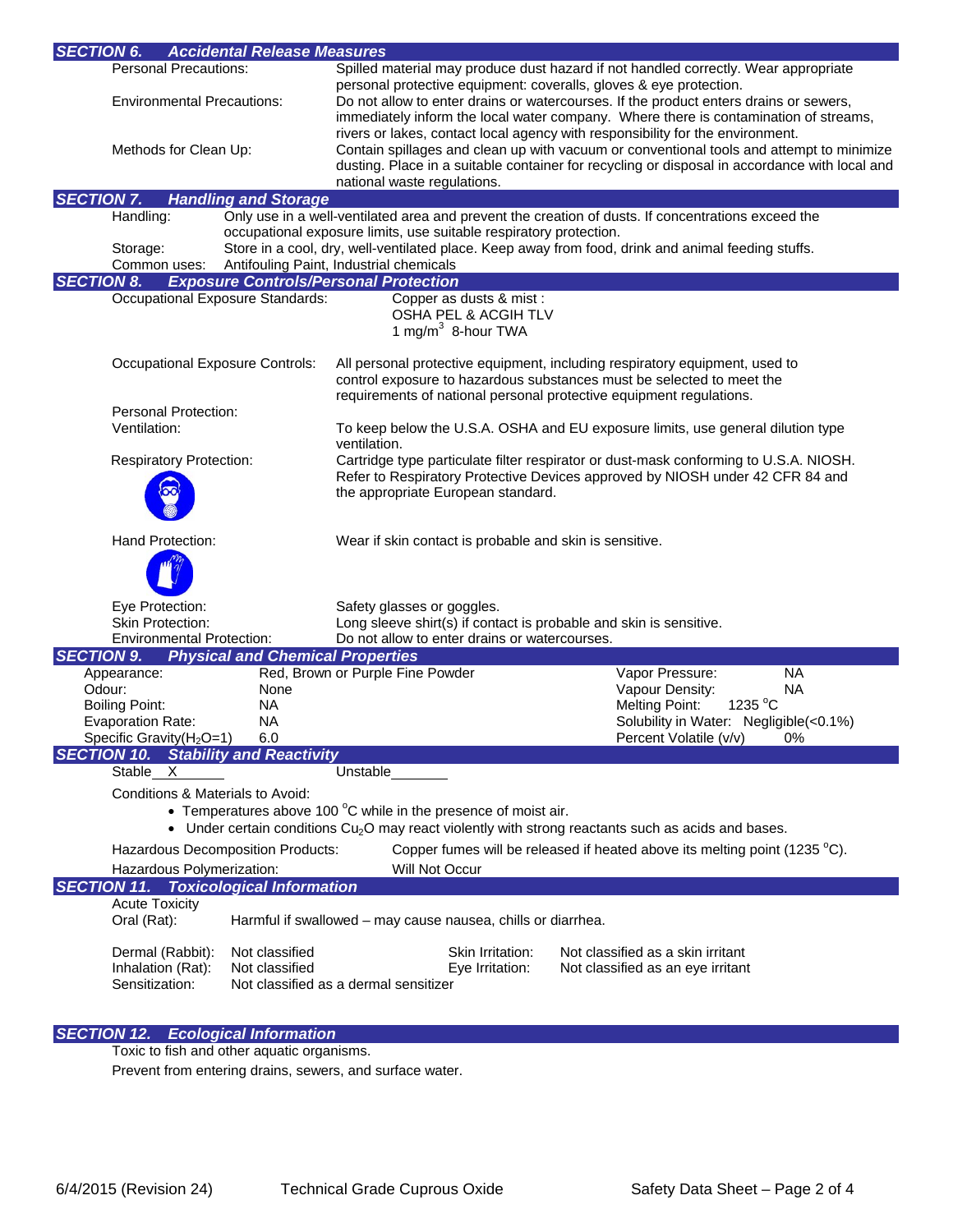## SECTION 6. Accidental Release Measures

Personal Precautions: Spilled material may produce dust hazard if not handled correctly. Wear appropriate personal protective equipment: coveralls, gloves & eye protection.

Environmental Precautions: Do not allow to enter drains or watercourses. If the product enters drains or sewers, immediately inform the local water company. Where there is contamination of streams, rivers or lakes, contact local agency with responsibility for the environment.

Methods for Clean Up: Contain spillages and clean up with vacuum or conventional tools and attempt to minimize dusting. Place in a suitable container for recycling or disposal in accordance with local and national waste regulations.

## SECTION 7. Handling and Storage

Handling: Only use in a well-ventilated area and prevent the creation of dusts. If concentrations exceed the occupational exposure limits, use suitable respiratory protection.

Storage: Store in a cool, dry, well-ventilated place. Keep away from food, drink and animal feeding stuffs.

Common uses: Antifouling Paint, Industrial chemicals

## SECTION 8. Exposure Controls/Personal Protection

Occupational Exposure Standards: Copper as dusts & mist :
OSHA PEL & ACGIH TLV
1 mg/m$^3$ 8-hour TWA

Occupational Exposure Controls: All personal protective equipment, including respiratory equipment, used to control exposure to hazardous substances must be selected to meet the requirements of national personal protective equipment regulations.

Personal Protection:

Ventilation: To keep below the U.S.A. OSHA and EU exposure limits, use general dilution type ventilation.

Respiratory Protection: Cartridge type particulate filter respirator or dust-mask conforming to U.S.A. NIOSH. Refer to Respiratory Protective Devices approved by NIOSH under 42 CFR 84 and the appropriate European standard.

Hand Protection: Wear if skin contact is probable and skin is sensitive.

Eye Protection: Safety glasses or goggles.

Skin Protection: Long sleeve shirt(s) if contact is probable and skin is sensitive.

Environmental Protection: Do not allow to enter drains or watercourses.

## SECTION 9. Physical and Chemical Properties

| | | | |
|---|---|---|---|
| Appearance: | Red, Brown or Purple Fine Powder | Vapor Pressure: | NA |
| Odour: | None | Vapour Density: | NA |
| Boiling Point: | NA | Melting Point: | 1235 °C |
| Evaporation Rate: | NA | Solubility in Water: | Negligible(<0.1%) |
| Specific Gravity($H_2O$=1) | 6.0 | Percent Volatile (v/v) | 0% |

## SECTION 10. Stability and Reactivity

Stable \_\_X\_\_\_\_\_ Unstable\_\_\_\_\_\_\_

Conditions & Materials to Avoid:

- Temperatures above 100 °C while in the presence of moist air.
- Under certain conditions $Cu_2O$ may react violently with strong reactants such as acids and bases.

Hazardous Decomposition Products: Copper fumes will be released if heated above its melting point (1235 °C).

Hazardous Polymerization: Will Not Occur

## SECTION 11. Toxicological Information

Acute Toxicity

Oral (Rat): Harmful if swallowed – may cause nausea, chills or diarrhea.

| | | | |
|---|---|---|---|
| Dermal (Rabbit): | Not classified | Skin Irritation: | Not classified as a skin irritant |
| Inhalation (Rat): | Not classified | Eye Irritation: | Not classified as an eye irritant |
| Sensitization: | Not classified as a dermal sensitizer | | |

## SECTION 12. Ecological Information

Toxic to fish and other aquatic organisms.

Prevent from entering drains, sewers, and surface water.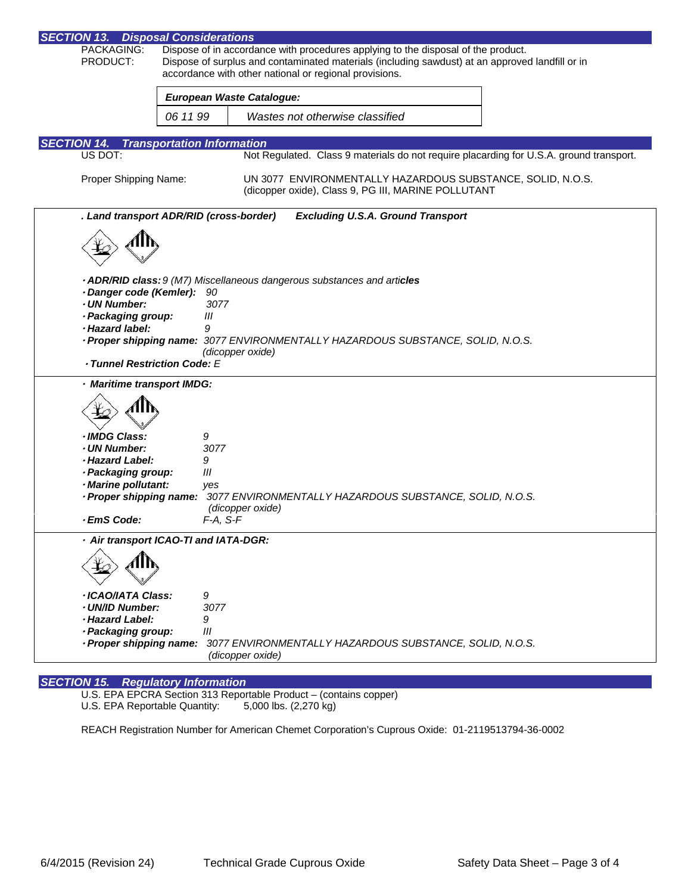## SECTION 13. Disposal Considerations

PACKAGING: Dispose of in accordance with procedures applying to the disposal of the product.

PRODUCT: Dispose of surplus and contaminated materials (including sawdust) at an approved landfill or in accordance with other national or regional provisions.

| *European Waste Catalogue:* | |
|---|---|
| *06 11 99* | *Wastes not otherwise classified* |

## SECTION 14. Transportation Information

US DOT: Not Regulated. Class 9 materials do not require placarding for U.S.A. ground transport.

Proper Shipping Name: UN 3077 ENVIRONMENTALLY HAZARDOUS SUBSTANCE, SOLID, N.O.S. (dicopper oxide), Class 9, PG III, MARINE POLLUTANT

***. Land transport ADR/RID (cross-border)*** ***Excluding U.S.A. Ground Transport***

- ***ADR/RID class:*** *9 (M7) Miscellaneous dangerous substances and articles*
- ***Danger code (Kemler):*** *90*
- ***UN Number:*** *3077*
- ***Packaging group:*** *III*
- ***Hazard label:*** *9*
- ***Proper shipping name:*** *3077 ENVIRONMENTALLY HAZARDOUS SUBSTANCE, SOLID, N.O.S. (dicopper oxide)*
- ***Tunnel Restriction Code:*** *E*

***· Maritime transport IMDG:***

- ***IMDG Class:*** *9*
- ***UN Number:*** *3077*
- ***Hazard Label:*** *9*
- ***Packaging group:*** *III*
- ***Marine pollutant:*** *yes*
- ***Proper shipping name:*** *3077 ENVIRONMENTALLY HAZARDOUS SUBSTANCE, SOLID, N.O.S. (dicopper oxide)*
- ***EmS Code:*** *F-A, S-F*

***· Air transport ICAO-TI and IATA-DGR:***

- ***ICAO/IATA Class:*** *9*
- ***UN/ID Number:*** *3077*
- ***Hazard Label:*** *9*
- ***Packaging group:*** *III*
- ***Proper shipping name:*** *3077 ENVIRONMENTALLY HAZARDOUS SUBSTANCE, SOLID, N.O.S. (dicopper oxide)*

## SECTION 15. Regulatory Information

U.S. EPA EPCRA Section 313 Reportable Product – (contains copper)
U.S. EPA Reportable Quantity: 5,000 lbs. (2,270 kg)

REACH Registration Number for American Chemet Corporation's Cuprous Oxide: 01-2119513794-36-0002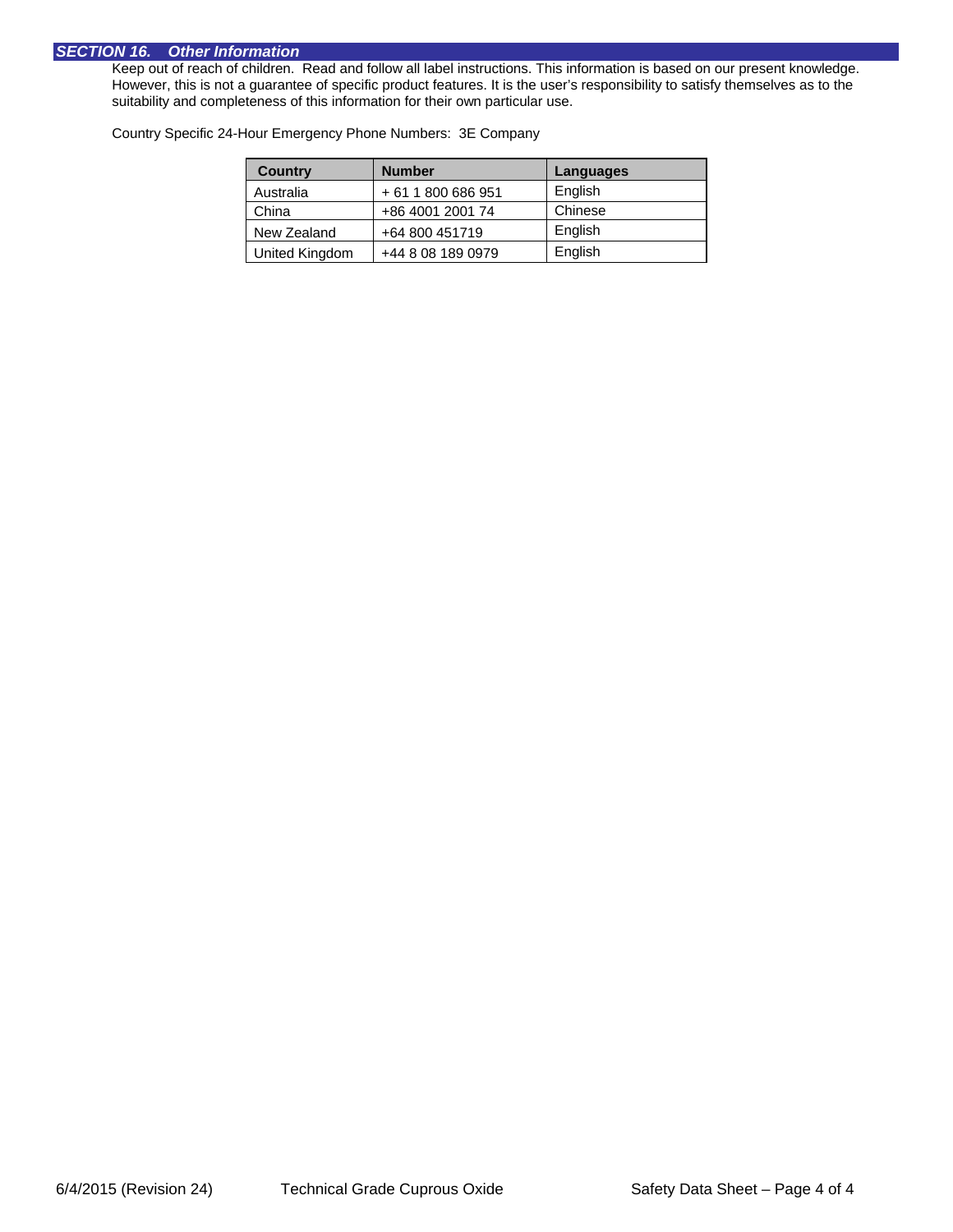## *SECTION 16. Other Information*

Keep out of reach of children. Read and follow all label instructions. This information is based on our present knowledge. However, this is not a guarantee of specific product features. It is the user's responsibility to satisfy themselves as to the suitability and completeness of this information for their own particular use.

Country Specific 24-Hour Emergency Phone Numbers: 3E Company

| Country | Number | Languages |
|---|---|---|
| Australia | + 61 1 800 686 951 | English |
| China | +86 4001 2001 74 | Chinese |
| New Zealand | +64 800 451719 | English |
| United Kingdom | +44 8 08 189 0979 | English |